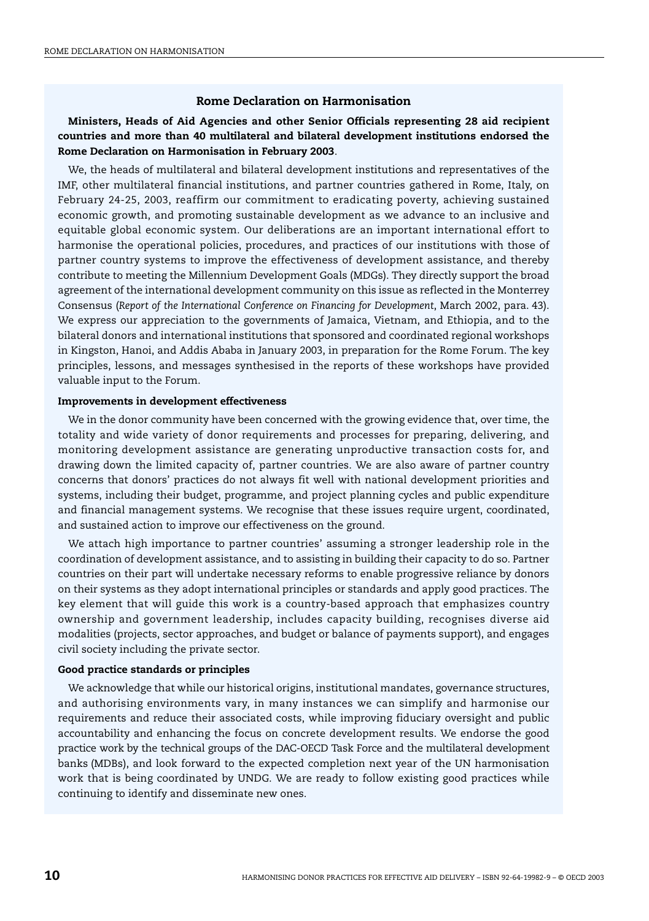## Rome Declaration on Harmonisation

**Ministers, Heads of Aid Agencies and other Senior Officials representing 28 aid recipient countries and more than 40 multilateral and bilateral development institutions endorsed the Rome Declaration on Harmonisation in February 2003**.

We, the heads of multilateral and bilateral development institutions and representatives of the IMF, other multilateral financial institutions, and partner countries gathered in Rome, Italy, on February 24-25, 2003, reaffirm our commitment to eradicating poverty, achieving sustained economic growth, and promoting sustainable development as we advance to an inclusive and equitable global economic system. Our deliberations are an important international effort to harmonise the operational policies, procedures, and practices of our institutions with those of partner country systems to improve the effectiveness of development assistance, and thereby contribute to meeting the Millennium Development Goals (MDGs). They directly support the broad agreement of the international development community on this issue as reflected in the Monterrey Consensus (*Report of the International Conference on Financing for Development*, March 2002, para. 43). We express our appreciation to the governments of Jamaica, Vietnam, and Ethiopia, and to the bilateral donors and international institutions that sponsored and coordinated regional workshops in Kingston, Hanoi, and Addis Ababa in January 2003, in preparation for the Rome Forum. The key principles, lessons, and messages synthesised in the reports of these workshops have provided valuable input to the Forum.

### Improvements in development effectiveness

We in the donor community have been concerned with the growing evidence that, over time, the totality and wide variety of donor requirements and processes for preparing, delivering, and monitoring development assistance are generating unproductive transaction costs for, and drawing down the limited capacity of, partner countries. We are also aware of partner country concerns that donors' practices do not always fit well with national development priorities and systems, including their budget, programme, and project planning cycles and public expenditure and financial management systems. We recognise that these issues require urgent, coordinated, and sustained action to improve our effectiveness on the ground.

We attach high importance to partner countries' assuming a stronger leadership role in the coordination of development assistance, and to assisting in building their capacity to do so. Partner countries on their part will undertake necessary reforms to enable progressive reliance by donors on their systems as they adopt international principles or standards and apply good practices. The key element that will guide this work is a country-based approach that emphasizes country ownership and government leadership, includes capacity building, recognises diverse aid modalities (projects, sector approaches, and budget or balance of payments support), and engages civil society including the private sector.

### Good practice standards or principles

We acknowledge that while our historical origins, institutional mandates, governance structures, and authorising environments vary, in many instances we can simplify and harmonise our requirements and reduce their associated costs, while improving fiduciary oversight and public accountability and enhancing the focus on concrete development results. We endorse the good practice work by the technical groups of the DAC-OECD Task Force and the multilateral development banks (MDBs), and look forward to the expected completion next year of the UN harmonisation work that is being coordinated by UNDG. We are ready to follow existing good practices while continuing to identify and disseminate new ones.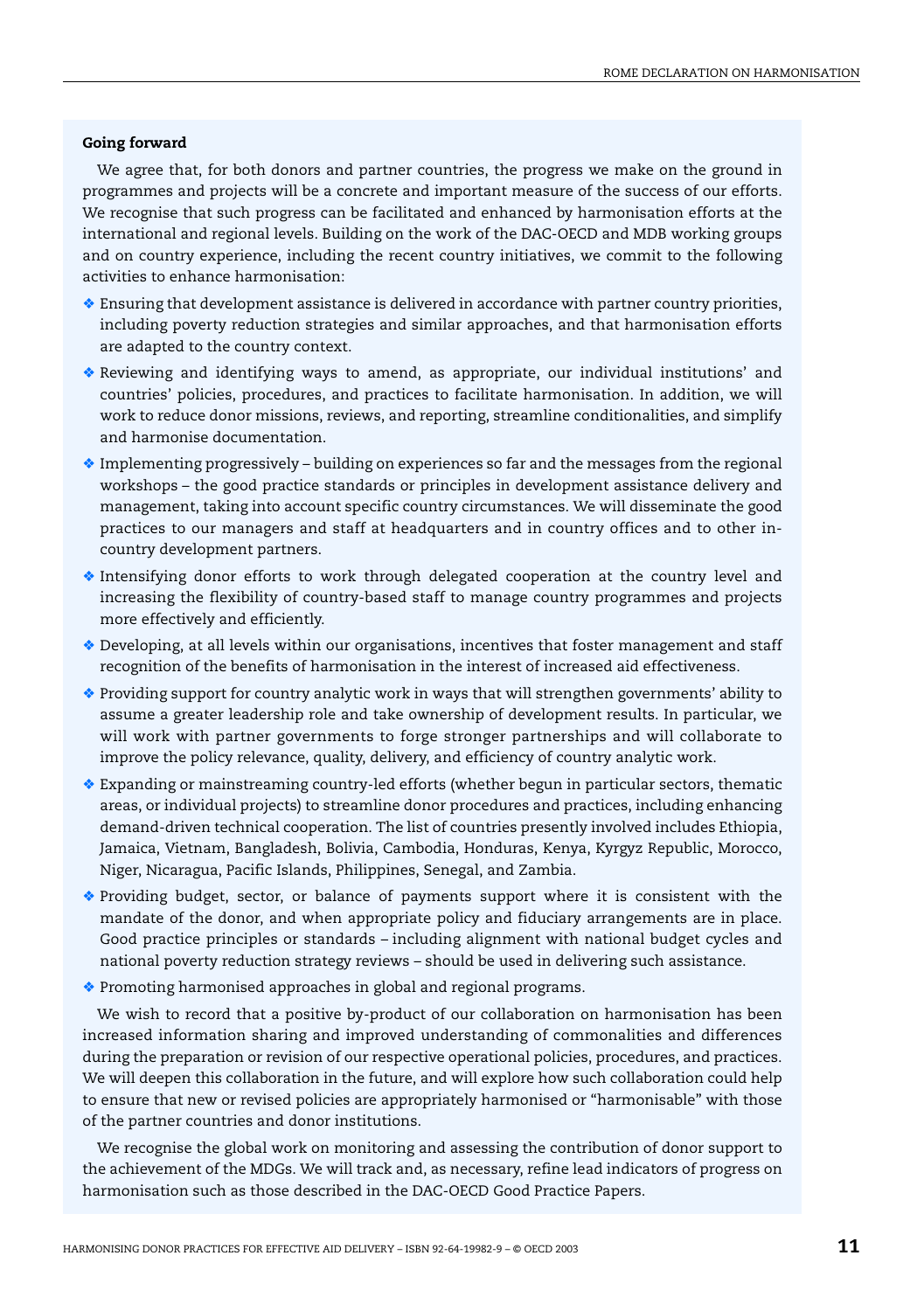**Going forward**

We agree that, for both donors and partner countries, the progress we make on the ground in programmes and projects will be a concrete and important measure of the success of our efforts. We recognise that such progress can be facilitated and enhanced by harmonisation efforts at the international and regional levels. Building on the work of the DAC-OECD and MDB working groups and on country experience, including the recent country initiatives, we commit to the following activities to enhance harmonisation:

- Ensuring that development assistance is delivered in accordance with partner country priorities, including poverty reduction strategies and similar approaches, and that harmonisation efforts are adapted to the country context.
- Reviewing and identifying ways to amend, as appropriate, our individual institutions' and countries' policies, procedures, and practices to facilitate harmonisation. In addition, we will work to reduce donor missions, reviews, and reporting, streamline conditionalities, and simplify and harmonise documentation.
- Implementing progressively – building on experiences so far and the messages from the regional workshops – the good practice standards or principles in development assistance delivery and management, taking into account specific country circumstances. We will disseminate the good practices to our managers and staff at headquarters and in country offices and to other in-country development partners.
- Intensifying donor efforts to work through delegated cooperation at the country level and increasing the flexibility of country-based staff to manage country programmes and projects more effectively and efficiently.
- Developing, at all levels within our organisations, incentives that foster management and staff recognition of the benefits of harmonisation in the interest of increased aid effectiveness.
- Providing support for country analytic work in ways that will strengthen governments' ability to assume a greater leadership role and take ownership of development results. In particular, we will work with partner governments to forge stronger partnerships and will collaborate to improve the policy relevance, quality, delivery, and efficiency of country analytic work.
- Expanding or mainstreaming country-led efforts (whether begun in particular sectors, thematic areas, or individual projects) to streamline donor procedures and practices, including enhancing demand-driven technical cooperation. The list of countries presently involved includes Ethiopia, Jamaica, Vietnam, Bangladesh, Bolivia, Cambodia, Honduras, Kenya, Kyrgyz Republic, Morocco, Niger, Nicaragua, Pacific Islands, Philippines, Senegal, and Zambia.
- Providing budget, sector, or balance of payments support where it is consistent with the mandate of the donor, and when appropriate policy and fiduciary arrangements are in place. Good practice principles or standards – including alignment with national budget cycles and national poverty reduction strategy reviews – should be used in delivering such assistance.
- Promoting harmonised approaches in global and regional programs.

We wish to record that a positive by-product of our collaboration on harmonisation has been increased information sharing and improved understanding of commonalities and differences during the preparation or revision of our respective operational policies, procedures, and practices. We will deepen this collaboration in the future, and will explore how such collaboration could help to ensure that new or revised policies are appropriately harmonised or "harmonisable" with those of the partner countries and donor institutions.

We recognise the global work on monitoring and assessing the contribution of donor support to the achievement of the MDGs. We will track and, as necessary, refine lead indicators of progress on harmonisation such as those described in the DAC-OECD Good Practice Papers.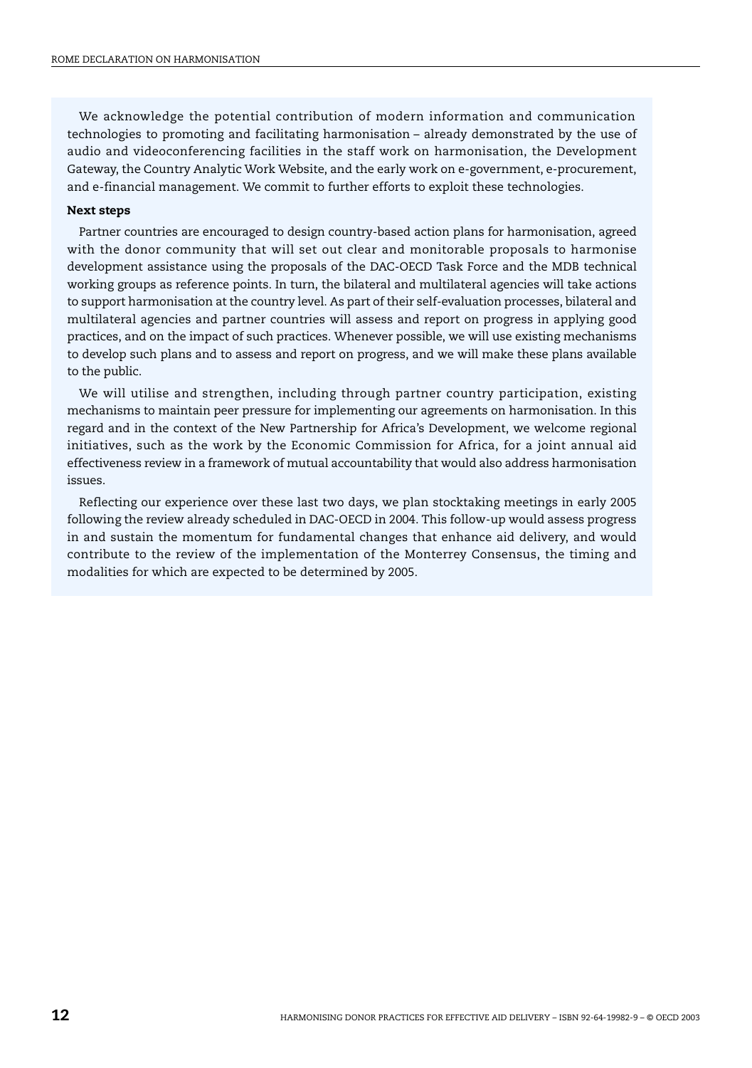We acknowledge the potential contribution of modern information and communication technologies to promoting and facilitating harmonisation – already demonstrated by the use of audio and videoconferencing facilities in the staff work on harmonisation, the Development Gateway, the Country Analytic Work Website, and the early work on e-government, e-procurement, and e-financial management. We commit to further efforts to exploit these technologies.

**Next steps**

Partner countries are encouraged to design country-based action plans for harmonisation, agreed with the donor community that will set out clear and monitorable proposals to harmonise development assistance using the proposals of the DAC-OECD Task Force and the MDB technical working groups as reference points. In turn, the bilateral and multilateral agencies will take actions to support harmonisation at the country level. As part of their self-evaluation processes, bilateral and multilateral agencies and partner countries will assess and report on progress in applying good practices, and on the impact of such practices. Whenever possible, we will use existing mechanisms to develop such plans and to assess and report on progress, and we will make these plans available to the public.

We will utilise and strengthen, including through partner country participation, existing mechanisms to maintain peer pressure for implementing our agreements on harmonisation. In this regard and in the context of the New Partnership for Africa's Development, we welcome regional initiatives, such as the work by the Economic Commission for Africa, for a joint annual aid effectiveness review in a framework of mutual accountability that would also address harmonisation issues.

Reflecting our experience over these last two days, we plan stocktaking meetings in early 2005 following the review already scheduled in DAC-OECD in 2004. This follow-up would assess progress in and sustain the momentum for fundamental changes that enhance aid delivery, and would contribute to the review of the implementation of the Monterrey Consensus, the timing and modalities for which are expected to be determined by 2005.